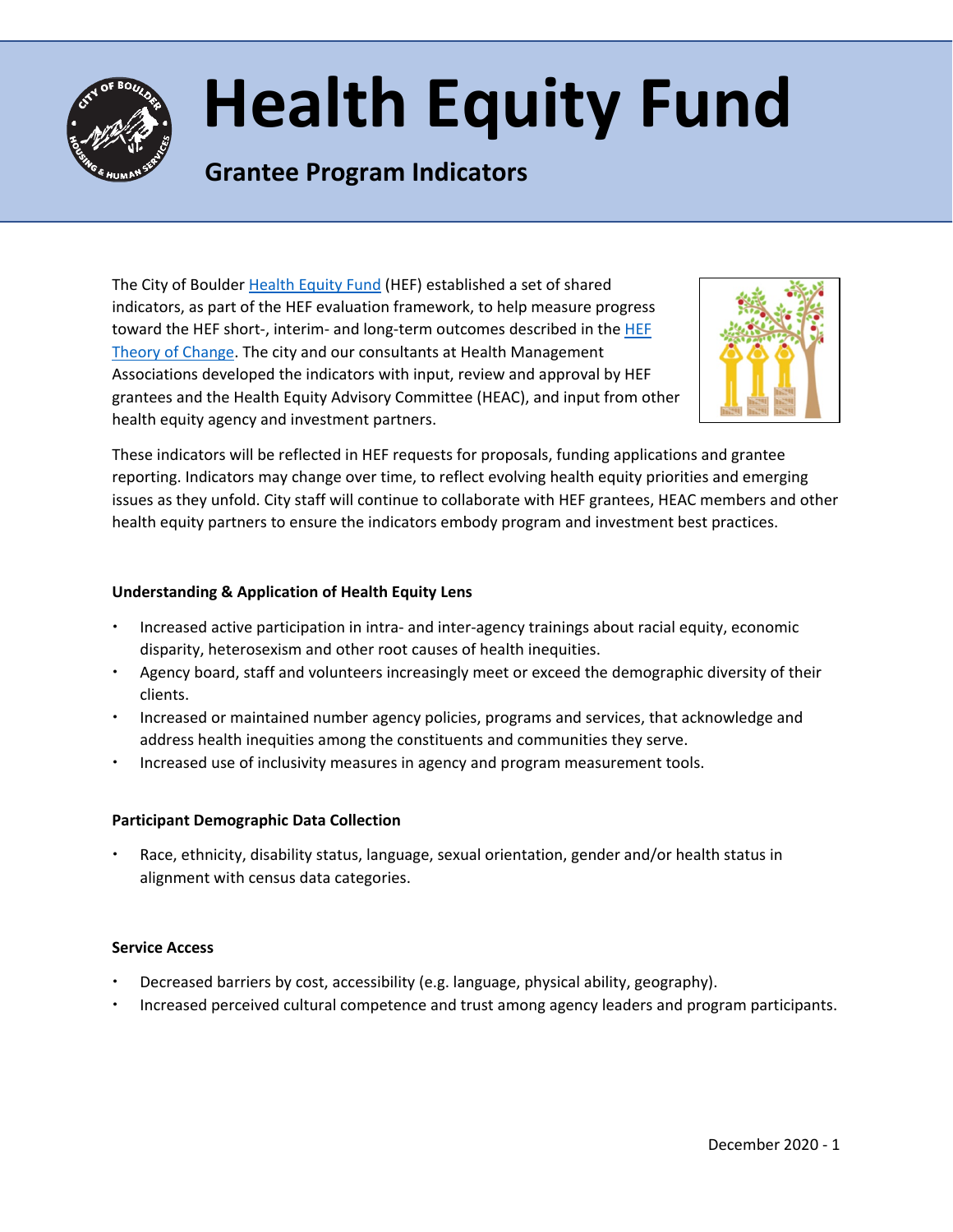# Health Equity Fund

## Grantee Program Indicators

The City of Boulder [Health Equity Fund](#) (HEF) established a set of shared indicators, as part of the HEF evaluation framework, to help measure progress toward the HEF short-, interim- and long-term outcomes described in the [HEF Theory of Change](#). The city and our consultants at Health Management Associations developed the indicators with input, review and approval by HEF grantees and the Health Equity Advisory Committee (HEAC), and input from other health equity agency and investment partners.

These indicators will be reflected in HEF requests for proposals, funding applications and grantee reporting. Indicators may change over time, to reflect evolving health equity priorities and emerging issues as they unfold. City staff will continue to collaborate with HEF grantees, HEAC members and other health equity partners to ensure the indicators embody program and investment best practices.

**Understanding & Application of Health Equity Lens**

- Increased active participation in intra- and inter-agency trainings about racial equity, economic disparity, heterosexism and other root causes of health inequities.
- Agency board, staff and volunteers increasingly meet or exceed the demographic diversity of their clients.
- Increased or maintained number agency policies, programs and services, that acknowledge and address health inequities among the constituents and communities they serve.
- Increased use of inclusivity measures in agency and program measurement tools.

**Participant Demographic Data Collection**

- Race, ethnicity, disability status, language, sexual orientation, gender and/or health status in alignment with census data categories.

**Service Access**

- Decreased barriers by cost, accessibility (e.g. language, physical ability, geography).
- Increased perceived cultural competence and trust among agency leaders and program participants.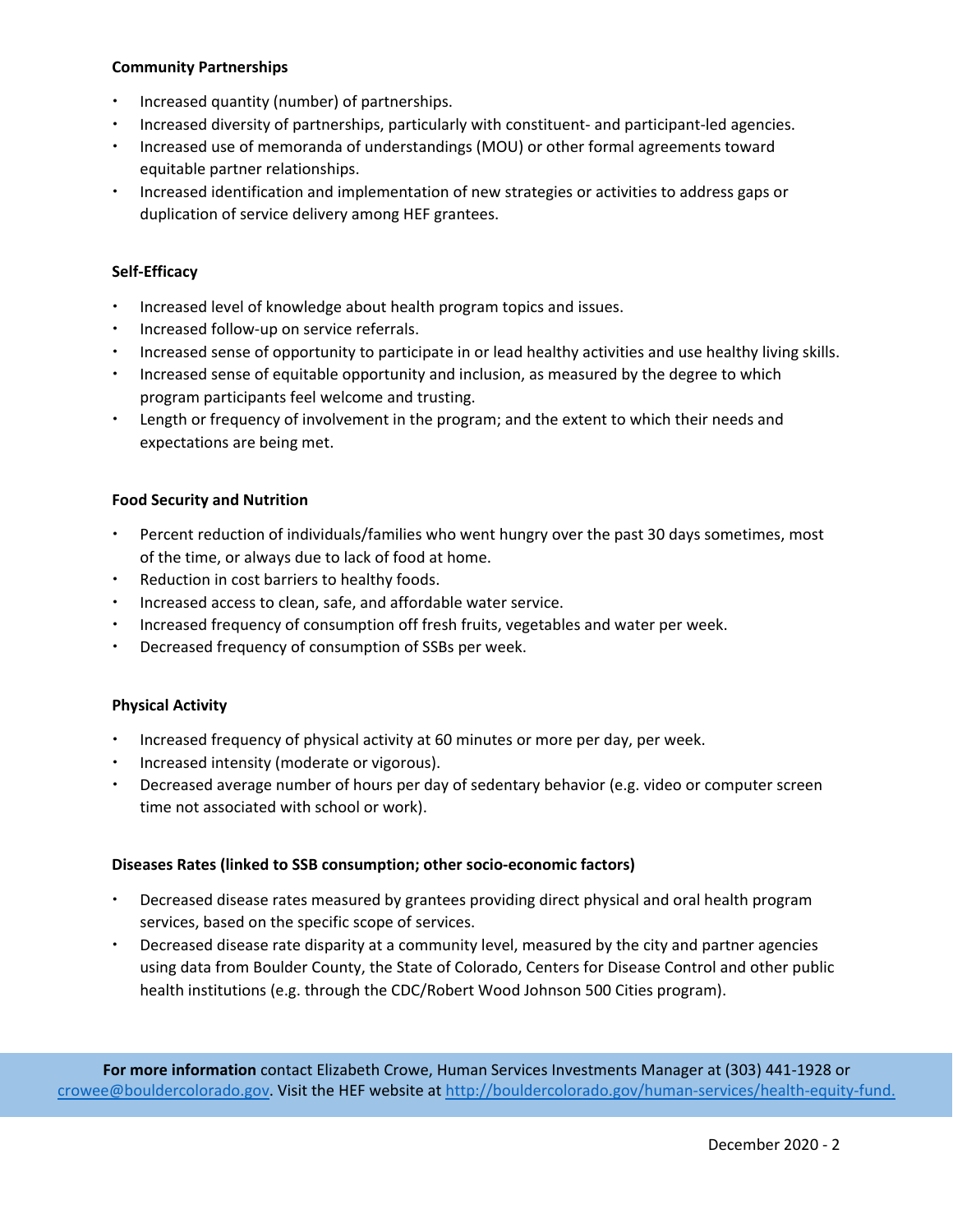**Community Partnerships**

- Increased quantity (number) of partnerships.
- Increased diversity of partnerships, particularly with constituent- and participant-led agencies.
- Increased use of memoranda of understandings (MOU) or other formal agreements toward equitable partner relationships.
- Increased identification and implementation of new strategies or activities to address gaps or duplication of service delivery among HEF grantees.

**Self-Efficacy**

- Increased level of knowledge about health program topics and issues.
- Increased follow-up on service referrals.
- Increased sense of opportunity to participate in or lead healthy activities and use healthy living skills.
- Increased sense of equitable opportunity and inclusion, as measured by the degree to which program participants feel welcome and trusting.
- Length or frequency of involvement in the program; and the extent to which their needs and expectations are being met.

**Food Security and Nutrition**

- Percent reduction of individuals/families who went hungry over the past 30 days sometimes, most of the time, or always due to lack of food at home.
- Reduction in cost barriers to healthy foods.
- Increased access to clean, safe, and affordable water service.
- Increased frequency of consumption off fresh fruits, vegetables and water per week.
- Decreased frequency of consumption of SSBs per week.

**Physical Activity**

- Increased frequency of physical activity at 60 minutes or more per day, per week.
- Increased intensity (moderate or vigorous).
- Decreased average number of hours per day of sedentary behavior (e.g. video or computer screen time not associated with school or work).

**Diseases Rates (linked to SSB consumption; other socio-economic factors)**

- Decreased disease rates measured by grantees providing direct physical and oral health program services, based on the specific scope of services.
- Decreased disease rate disparity at a community level, measured by the city and partner agencies using data from Boulder County, the State of Colorado, Centers for Disease Control and other public health institutions (e.g. through the CDC/Robert Wood Johnson 500 Cities program).

**For more information** contact Elizabeth Crowe, Human Services Investments Manager at (303) 441-1928 or crowee@bouldercolorado.gov. Visit the HEF website at http://bouldercolorado.gov/human-services/health-equity-fund.

December 2020